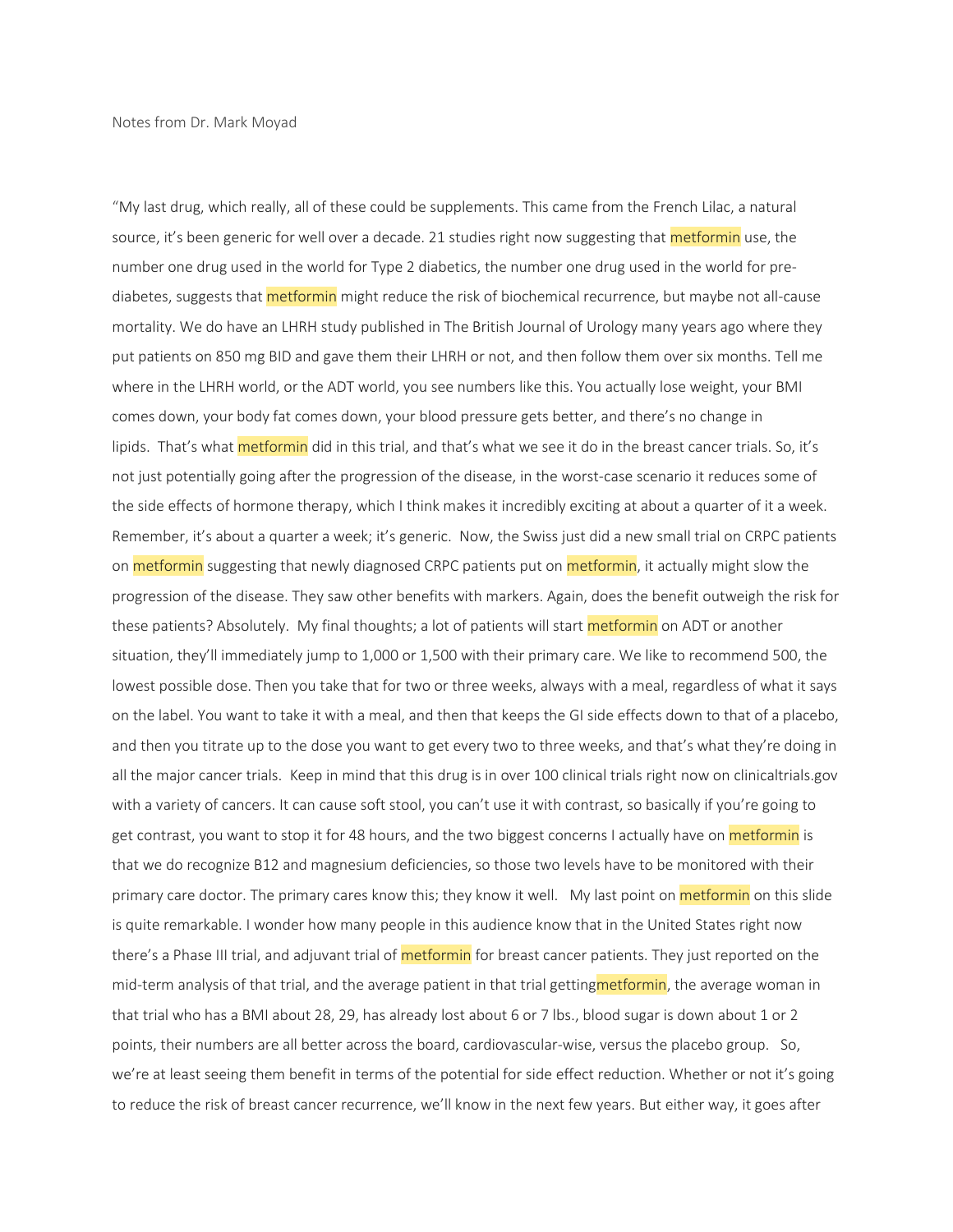Notes from Dr. Mark Moyad

"My last drug, which really, all of these could be supplements. This came from the French Lilac, a natural source, it's been generic for well over a decade. 21 studies right now suggesting that metformin use, the number one drug used in the world for Type 2 diabetics, the number one drug used in the world for pre-diabetes, suggests that metformin might reduce the risk of biochemical recurrence, but maybe not all-cause mortality. We do have an LHRH study published in The British Journal of Urology many years ago where they put patients on 850 mg BID and gave them their LHRH or not, and then follow them over six months. Tell me where in the LHRH world, or the ADT world, you see numbers like this. You actually lose weight, your BMI comes down, your body fat comes down, your blood pressure gets better, and there's no change in lipids. That's what metformin did in this trial, and that's what we see it do in the breast cancer trials. So, it's not just potentially going after the progression of the disease, in the worst-case scenario it reduces some of the side effects of hormone therapy, which I think makes it incredibly exciting at about a quarter of it a week. Remember, it's about a quarter a week; it's generic. Now, the Swiss just did a new small trial on CRPC patients on metformin suggesting that newly diagnosed CRPC patients put on metformin, it actually might slow the progression of the disease. They saw other benefits with markers. Again, does the benefit outweigh the risk for these patients? Absolutely. My final thoughts; a lot of patients will start metformin on ADT or another situation, they'll immediately jump to 1,000 or 1,500 with their primary care. We like to recommend 500, the lowest possible dose. Then you take that for two or three weeks, always with a meal, regardless of what it says on the label. You want to take it with a meal, and then that keeps the GI side effects down to that of a placebo, and then you titrate up to the dose you want to get every two to three weeks, and that's what they're doing in all the major cancer trials. Keep in mind that this drug is in over 100 clinical trials right now on clinicaltrials.gov with a variety of cancers. It can cause soft stool, you can't use it with contrast, so basically if you're going to get contrast, you want to stop it for 48 hours, and the two biggest concerns I actually have on metformin is that we do recognize B12 and magnesium deficiencies, so those two levels have to be monitored with their primary care doctor. The primary cares know this; they know it well. My last point on metformin on this slide is quite remarkable. I wonder how many people in this audience know that in the United States right now there's a Phase III trial, and adjuvant trial of metformin for breast cancer patients. They just reported on the mid-term analysis of that trial, and the average patient in that trial gettingmetformin, the average woman in that trial who has a BMI about 28, 29, has already lost about 6 or 7 lbs., blood sugar is down about 1 or 2 points, their numbers are all better across the board, cardiovascular-wise, versus the placebo group. So, we're at least seeing them benefit in terms of the potential for side effect reduction. Whether or not it's going to reduce the risk of breast cancer recurrence, we'll know in the next few years. But either way, it goes after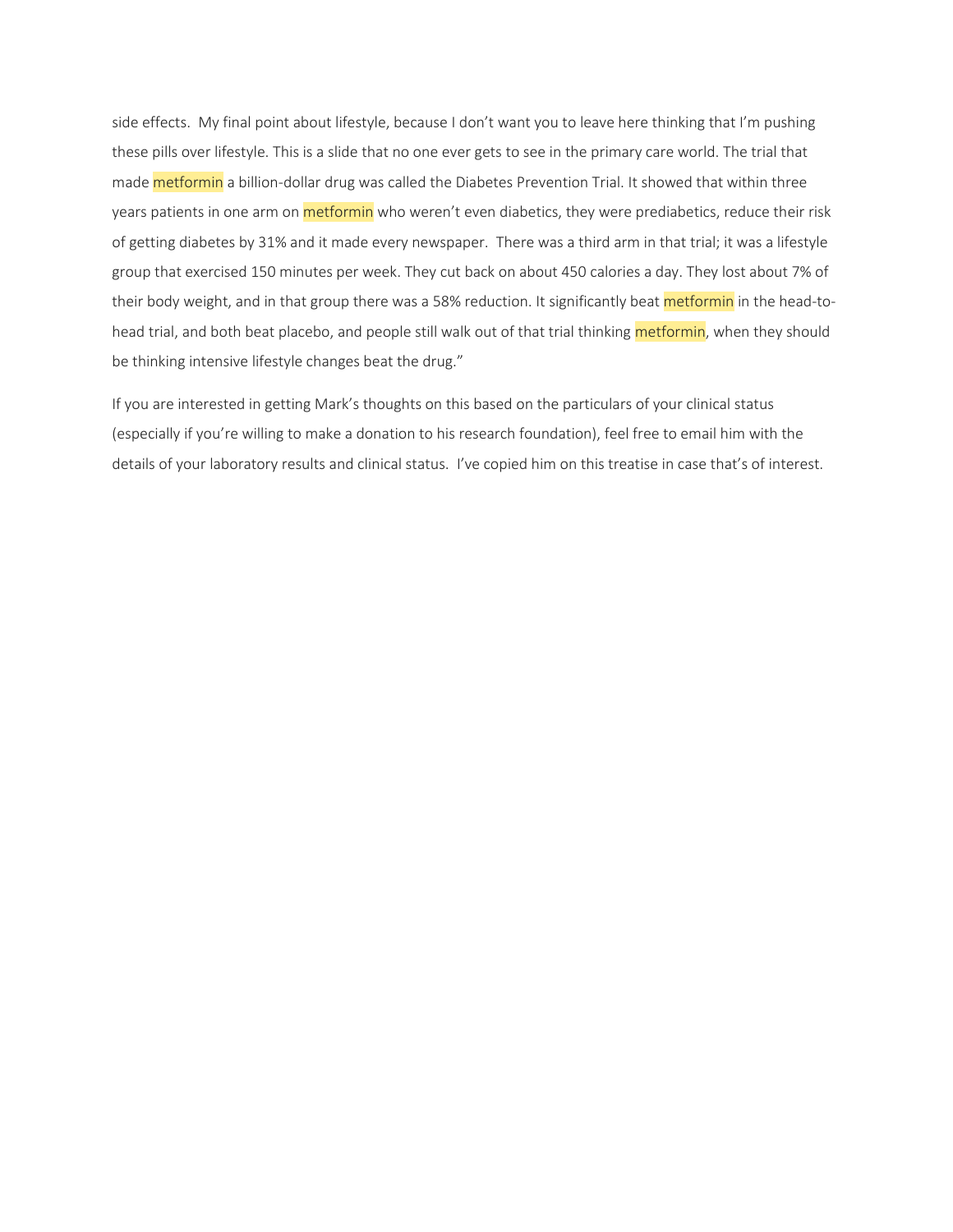side effects. My final point about lifestyle, because I don't want you to leave here thinking that I'm pushing these pills over lifestyle. This is a slide that no one ever gets to see in the primary care world. The trial that made metformin a billion-dollar drug was called the Diabetes Prevention Trial. It showed that within three years patients in one arm on metformin who weren't even diabetics, they were prediabetics, reduce their risk of getting diabetes by 31% and it made every newspaper. There was a third arm in that trial; it was a lifestyle group that exercised 150 minutes per week. They cut back on about 450 calories a day. They lost about 7% of their body weight, and in that group there was a 58% reduction. It significantly beat metformin in the head-to-head trial, and both beat placebo, and people still walk out of that trial thinking metformin, when they should be thinking intensive lifestyle changes beat the drug."

If you are interested in getting Mark's thoughts on this based on the particulars of your clinical status (especially if you're willing to make a donation to his research foundation), feel free to email him with the details of your laboratory results and clinical status. I've copied him on this treatise in case that's of interest.